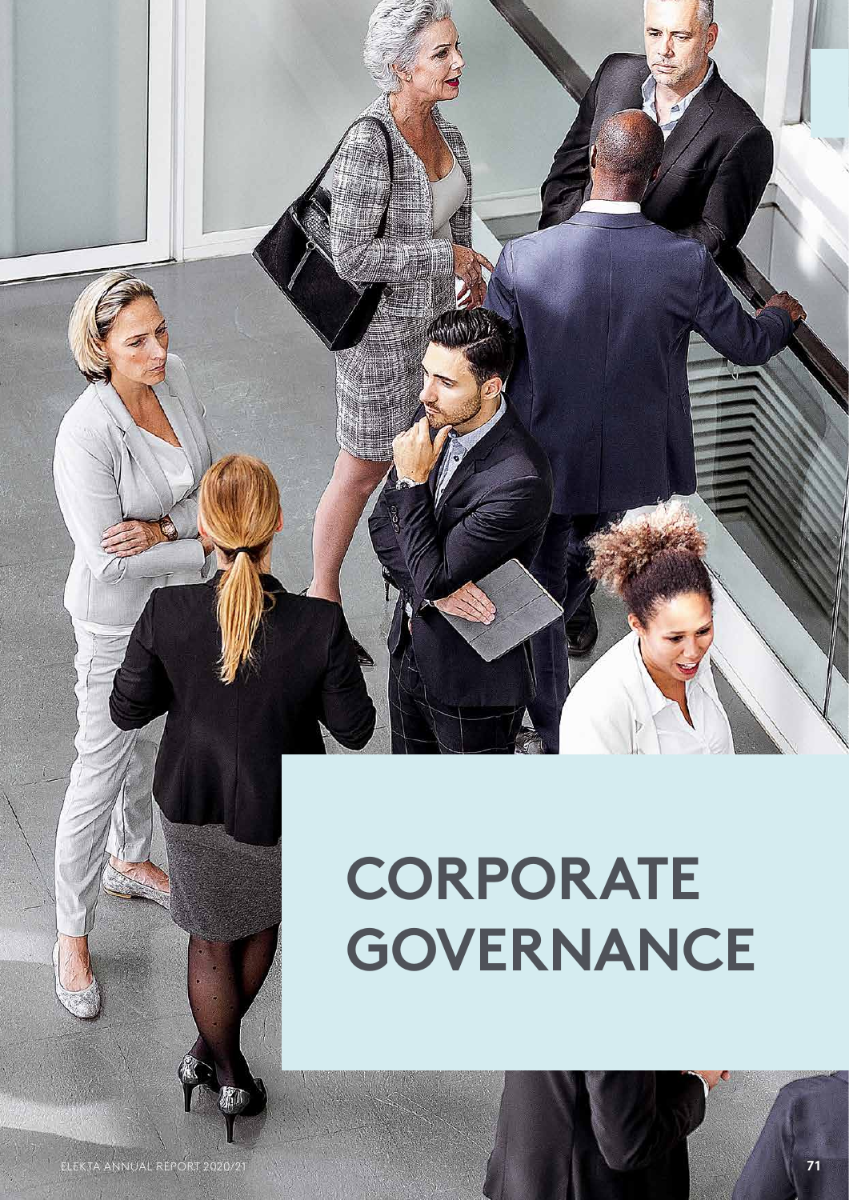# CORPORATE GOVERNANCE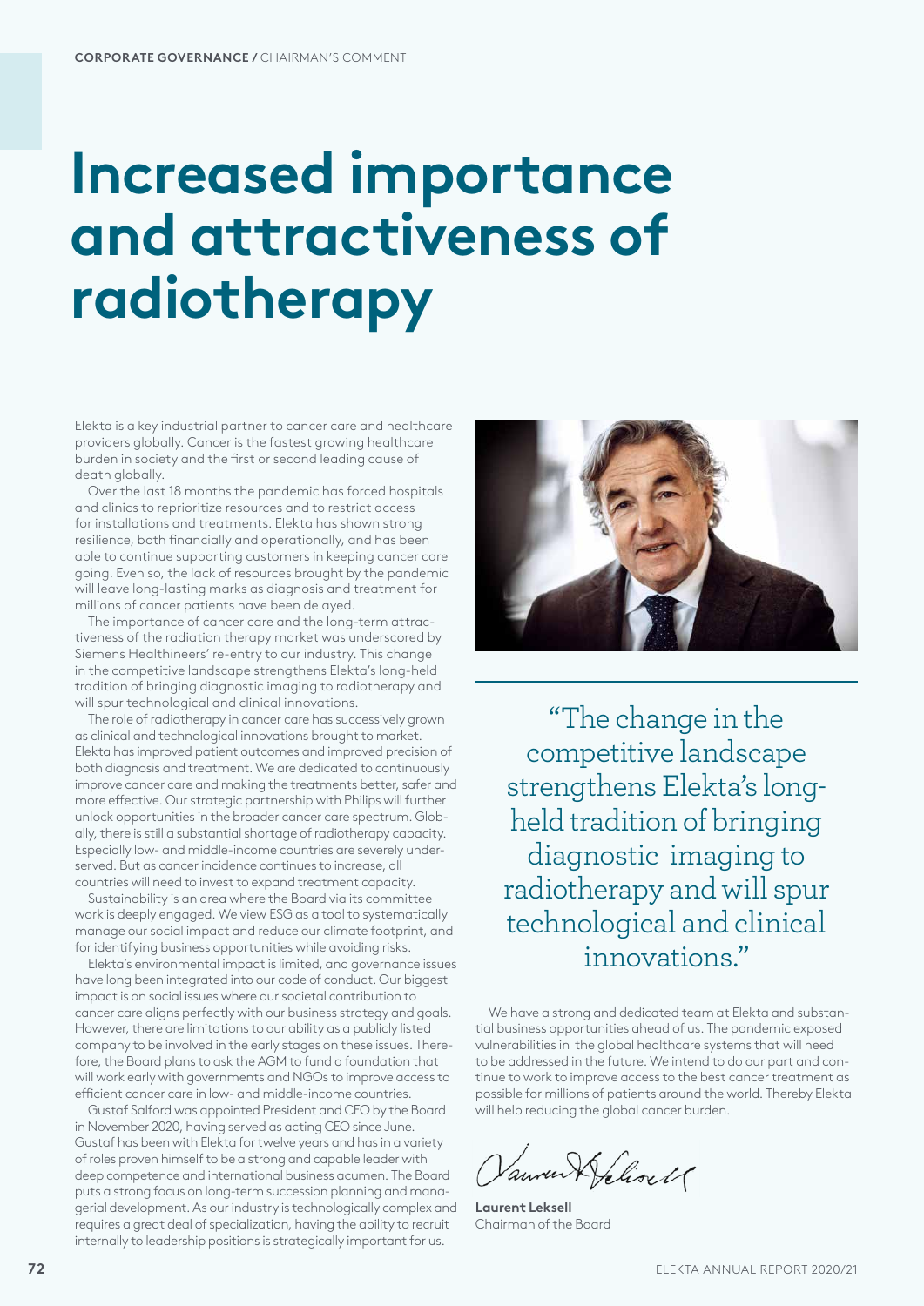# Increased importance and attractiveness of radiotherapy

Elekta is a key industrial partner to cancer care and healthcare providers globally. Cancer is the fastest growing healthcare burden in society and the first or second leading cause of death globally.

Over the last 18 months the pandemic has forced hospitals and clinics to reprioritize resources and to restrict access for installations and treatments. Elekta has shown strong resilience, both financially and operationally, and has been able to continue supporting customers in keeping cancer care going. Even so, the lack of resources brought by the pandemic will leave long-lasting marks as diagnosis and treatment for millions of cancer patients have been delayed.

The importance of cancer care and the long-term attractiveness of the radiation therapy market was underscored by Siemens Healthineers' re-entry to our industry. This change in the competitive landscape strengthens Elekta's long-held tradition of bringing diagnostic imaging to radiotherapy and will spur technological and clinical innovations.

The role of radiotherapy in cancer care has successively grown as clinical and technological innovations brought to market. Elekta has improved patient outcomes and improved precision of both diagnosis and treatment. We are dedicated to continuously improve cancer care and making the treatments better, safer and more effective. Our strategic partnership with Philips will further unlock opportunities in the broader cancer care spectrum. Globally, there is still a substantial shortage of radiotherapy capacity. Especially low- and middle-income countries are severely underserved. But as cancer incidence continues to increase, all countries will need to invest to expand treatment capacity.

Sustainability is an area where the Board via its committee work is deeply engaged. We view ESG as a tool to systematically manage our social impact and reduce our climate footprint, and for identifying business opportunities while avoiding risks.

Elekta's environmental impact is limited, and governance issues have long been integrated into our code of conduct. Our biggest impact is on social issues where our societal contribution to cancer care aligns perfectly with our business strategy and goals. However, there are limitations to our ability as a publicly listed company to be involved in the early stages on these issues. Therefore, the Board plans to ask the AGM to fund a foundation that will work early with governments and NGOs to improve access to efficient cancer care in low- and middle-income countries.

Gustaf Salford was appointed President and CEO by the Board in November 2020, having served as acting CEO since June. Gustaf has been with Elekta for twelve years and has in a variety of roles proven himself to be a strong and capable leader with deep competence and international business acumen. The Board puts a strong focus on long-term succession planning and managerial development. As our industry is technologically complex and requires a great deal of specialization, having the ability to recruit internally to leadership positions is strategically important for us.

> "The change in the competitive landscape strengthens Elekta's long-held tradition of bringing diagnostic imaging to radiotherapy and will spur technological and clinical innovations."

We have a strong and dedicated team at Elekta and substantial business opportunities ahead of us. The pandemic exposed vulnerabilities in the global healthcare systems that will need to be addressed in the future. We intend to do our part and continue to work to improve access to the best cancer treatment as possible for millions of patients around the world. Thereby Elekta will help reducing the global cancer burden.

**Laurent Leksell**
Chairman of the Board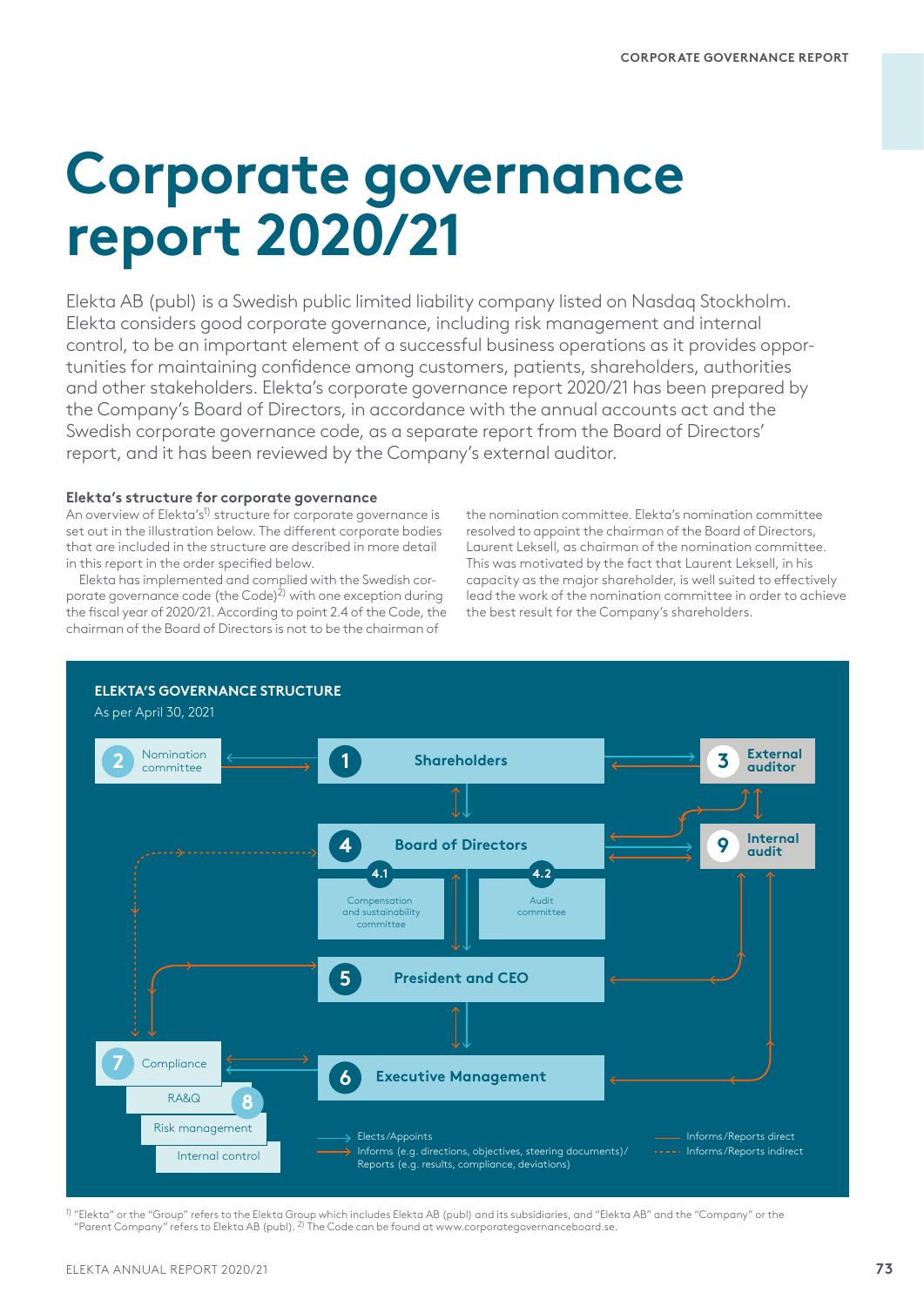# Corporate governance report 2020/21

Elekta AB (publ) is a Swedish public limited liability company listed on Nasdaq Stockholm. Elekta considers good corporate governance, including risk management and internal control, to be an important element of a successful business operations as it provides opportunities for maintaining confidence among customers, patients, shareholders, authorities and other stakeholders. Elekta's corporate governance report 2020/21 has been prepared by the Company's Board of Directors, in accordance with the annual accounts act and the Swedish corporate governance code, as a separate report from the Board of Directors' report, and it has been reviewed by the Company's external auditor.

### Elekta's structure for corporate governance

An overview of Elekta's[1] structure for corporate governance is set out in the illustration below. The different corporate bodies that are included in the structure are described in more detail in this report in the order specified below.

Elekta has implemented and complied with the Swedish corporate governance code (the Code)[2] with one exception during the fiscal year of 2020/21. According to point 2.4 of the Code, the chairman of the Board of Directors is not to be the chairman of the nomination committee. Elekta's nomination committee resolved to appoint the chairman of the Board of Directors, Laurent Leksell, as chairman of the nomination committee. This was motivated by the fact that Laurent Leksell, in his capacity as the major shareholder, is well suited to effectively lead the work of the nomination committee in order to achieve the best result for the Company's shareholders.

**ELEKTA'S GOVERNANCE STRUCTURE**

As per April 30, 2021

- 1 Shareholders
- 2 Nomination committee
- 3 External auditor
- 4 Board of Directors
  - 4.1 Compensation and sustainability committee
  - 4.2 Audit committee
- 5 President and CEO
- 6 Executive Management
- 7 Compliance
- 8 RA&Q
  - Risk management
  - Internal control
- 9 Internal audit

Elects/Appoints

Informs (e.g. directions, objectives, steering documents)/ Reports (e.g. results, compliance, deviations)

Informs/Reports direct

Informs/Reports indirect

[1] "Elekta" or the "Group" refers to the Elekta Group which includes Elekta AB (publ) and its subsidiaries, and "Elekta AB" and the "Company" or the "Parent Company" refers to Elekta AB (publ). [2] The Code can be found at www.corporategovernanceboard.se.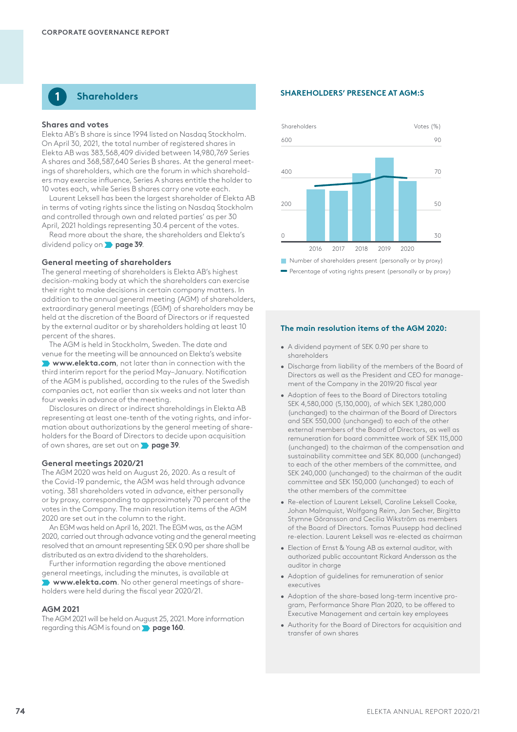# 1 Shareholders

### Shares and votes

Elekta AB's B share is since 1994 listed on Nasdaq Stockholm. On April 30, 2021, the total number of registered shares in Elekta AB was 383,568,409 divided between 14,980,769 Series A shares and 368,587,640 Series B shares. At the general meetings of shareholders, which are the forum in which shareholders may exercise influence, Series A shares entitle the holder to 10 votes each, while Series B shares carry one vote each.

Laurent Leksell has been the largest shareholder of Elekta AB in terms of voting rights since the listing on Nasdaq Stockholm and controlled through own and related parties' as per 30 April, 2021 holdings representing 30.4 percent of the votes.

Read more about the share, the shareholders and Elekta's dividend policy on **page 39**.

### General meeting of shareholders

The general meeting of shareholders is Elekta AB's highest decision-making body at which the shareholders can exercise their right to make decisions in certain company matters. In addition to the annual general meeting (AGM) of shareholders, extraordinary general meetings (EGM) of shareholders may be held at the discretion of the Board of Directors or if requested by the external auditor or by shareholders holding at least 10 percent of the shares.

The AGM is held in Stockholm, Sweden. The date and venue for the meeting will be announced on Elekta's website **www.elekta.com**, not later than in connection with the third interim report for the period May–January. Notification of the AGM is published, according to the rules of the Swedish companies act, not earlier than six weeks and not later than four weeks in advance of the meeting.

Disclosures on direct or indirect shareholdings in Elekta AB representing at least one-tenth of the voting rights, and information about authorizations by the general meeting of shareholders for the Board of Directors to decide upon acquisition of own shares, are set out on **page 39**.

### General meetings 2020/21

The AGM 2020 was held on August 26, 2020. As a result of the Covid-19 pandemic, the AGM was held through advance voting. 381 shareholders voted in advance, either personally or by proxy, corresponding to approximately 70 percent of the votes in the Company. The main resolution items of the AGM 2020 are set out in the column to the right.

An EGM was held on April 16, 2021. The EGM was, as the AGM 2020, carried out through advance voting and the general meeting resolved that an amount representing SEK 0.90 per share shall be distributed as an extra dividend to the shareholders.

Further information regarding the above mentioned general meetings, including the minutes, is available at **www.elekta.com**. No other general meetings of shareholders were held during the fiscal year 2020/21.

### AGM 2021

The AGM 2021 will be held on August 25, 2021. More information regarding this AGM is found on **page 160**.

### SHAREHOLDERS' PRESENCE AT AGM:S

Shareholders (left axis 0–600); Votes (%) (right axis 30–90); years 2016, 2017, 2018, 2019, 2020

- Number of shareholders present (personally or by proxy)
- Percentage of voting rights present (personally or by proxy)

### The main resolution items of the AGM 2020:

- A dividend payment of SEK 0.90 per share to shareholders
- Discharge from liability of the members of the Board of Directors as well as the President and CEO for management of the Company in the 2019/20 fiscal year
- Adoption of fees to the Board of Directors totaling SEK 4,580,000 (5,130,000), of which SEK 1,280,000 (unchanged) to the chairman of the Board of Directors and SEK 550,000 (unchanged) to each of the other external members of the Board of Directors, as well as remuneration for board committee work of SEK 115,000 (unchanged) to the chairman of the compensation and sustainability committee and SEK 80,000 (unchanged) to each of the other members of the committee, and SEK 240,000 (unchanged) to the chairman of the audit committee and SEK 150,000 (unchanged) to each of the other members of the committee
- Re-election of Laurent Leksell, Caroline Leksell Cooke, Johan Malmquist, Wolfgang Reim, Jan Secher, Birgitta Stymne Göransson and Cecilia Wikström as members of the Board of Directors. Tomas Puusepp had declined re-election. Laurent Leksell was re-elected as chairman
- Election of Ernst & Young AB as external auditor, with authorized public accountant Rickard Andersson as the auditor in charge
- Adoption of guidelines for remuneration of senior executives
- Adoption of the share-based long-term incentive program, Performance Share Plan 2020, to be offered to Executive Management and certain key employees
- Authority for the Board of Directors for acquisition and transfer of own shares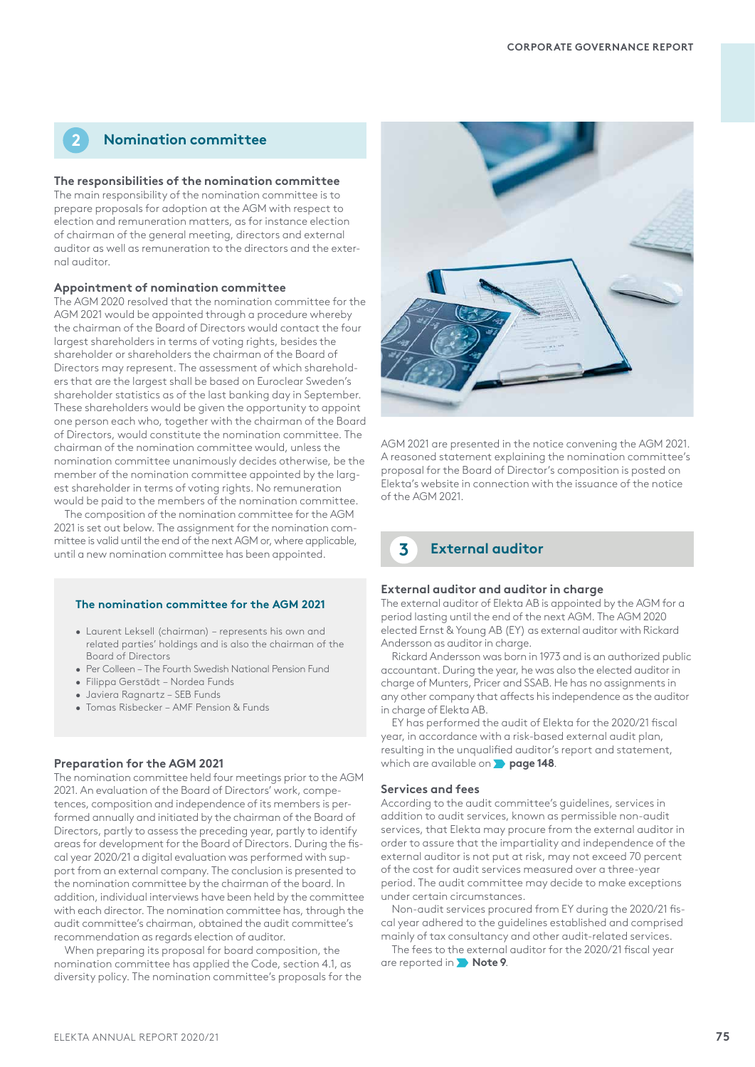## 2 Nomination committee

### The responsibilities of the nomination committee

The main responsibility of the nomination committee is to prepare proposals for adoption at the AGM with respect to election and remuneration matters, as for instance election of chairman of the general meeting, directors and external auditor as well as remuneration to the directors and the external auditor.

### Appointment of nomination committee

The AGM 2020 resolved that the nomination committee for the AGM 2021 would be appointed through a procedure whereby the chairman of the Board of Directors would contact the four largest shareholders in terms of voting rights, besides the shareholder or shareholders the chairman of the Board of Directors may represent. The assessment of which shareholders that are the largest shall be based on Euroclear Sweden's shareholder statistics as of the last banking day in September. These shareholders would be given the opportunity to appoint one person each who, together with the chairman of the Board of Directors, would constitute the nomination committee. The chairman of the nomination committee would, unless the nomination committee unanimously decides otherwise, be the member of the nomination committee appointed by the largest shareholder in terms of voting rights. No remuneration would be paid to the members of the nomination committee.

The composition of the nomination committee for the AGM 2021 is set out below. The assignment for the nomination committee is valid until the end of the next AGM or, where applicable, until a new nomination committee has been appointed.

#### The nomination committee for the AGM 2021

- Laurent Leksell (chairman) – represents his own and related parties' holdings and is also the chairman of the Board of Directors
- Per Colleen – The Fourth Swedish National Pension Fund
- Filippa Gerstädt – Nordea Funds
- Javiera Ragnartz – SEB Funds
- Tomas Risbecker – AMF Pension & Funds

### Preparation for the AGM 2021

The nomination committee held four meetings prior to the AGM 2021. An evaluation of the Board of Directors' work, competences, composition and independence of its members is performed annually and initiated by the chairman of the Board of Directors, partly to assess the preceding year, partly to identify areas for development for the Board of Directors. During the fiscal year 2020/21 a digital evaluation was performed with support from an external company. The conclusion is presented to the nomination committee by the chairman of the board. In addition, individual interviews have been held by the committee with each director. The nomination committee has, through the audit committee's chairman, obtained the audit committee's recommendation as regards election of auditor.

When preparing its proposal for board composition, the nomination committee has applied the Code, section 4.1, as diversity policy. The nomination committee's proposals for the AGM 2021 are presented in the notice convening the AGM 2021. A reasoned statement explaining the nomination committee's proposal for the Board of Director's composition is posted on Elekta's website in connection with the issuance of the notice of the AGM 2021.

## 3 External auditor

### External auditor and auditor in charge

The external auditor of Elekta AB is appointed by the AGM for a period lasting until the end of the next AGM. The AGM 2020 elected Ernst & Young AB (EY) as external auditor with Rickard Andersson as auditor in charge.

Rickard Andersson was born in 1973 and is an authorized public accountant. During the year, he was also the elected auditor in charge of Munters, Pricer and SSAB. He has no assignments in any other company that affects his independence as the auditor in charge of Elekta AB.

EY has performed the audit of Elekta for the 2020/21 fiscal year, in accordance with a risk-based external audit plan, resulting in the unqualified auditor's report and statement, which are available on **page 148**.

### Services and fees

According to the audit committee's guidelines, services in addition to audit services, known as permissible non-audit services, that Elekta may procure from the external auditor in order to assure that the impartiality and independence of the external auditor is not put at risk, may not exceed 70 percent of the cost for audit services measured over a three-year period. The audit committee may decide to make exceptions under certain circumstances.

Non-audit services procured from EY during the 2020/21 fiscal year adhered to the guidelines established and comprised mainly of tax consultancy and other audit-related services.

The fees to the external auditor for the 2020/21 fiscal year are reported in **Note 9**.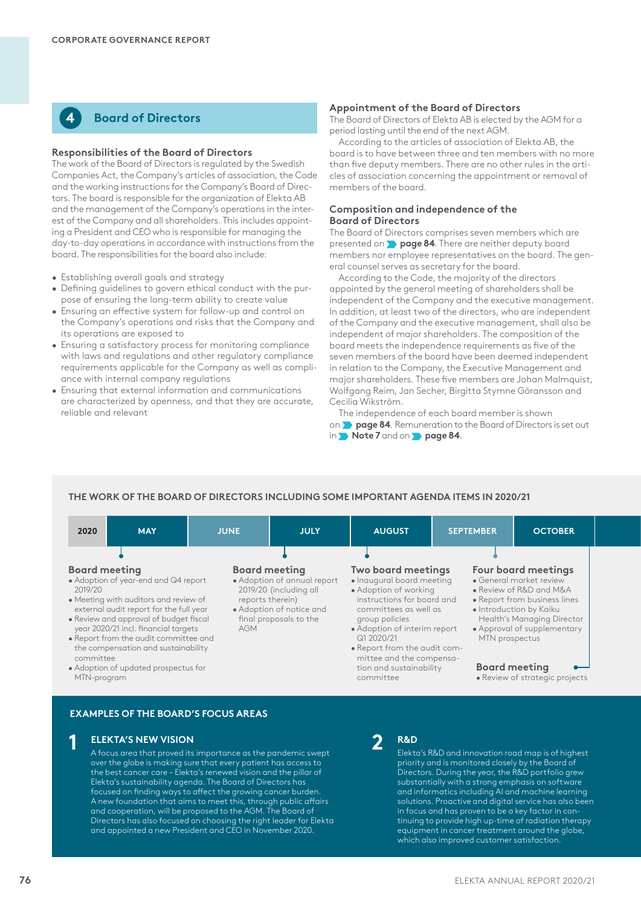## 4 Board of Directors

### Responsibilities of the Board of Directors

The work of the Board of Directors is regulated by the Swedish Companies Act, the Company's articles of association, the Code and the working instructions for the Company's Board of Directors. The board is responsible for the organization of Elekta AB and the management of the Company's operations in the interest of the Company and all shareholders. This includes appointing a President and CEO who is responsible for managing the day-to-day operations in accordance with instructions from the board. The responsibilities for the board also include:

- Establishing overall goals and strategy
- Defining guidelines to govern ethical conduct with the purpose of ensuring the long-term ability to create value
- Ensuring an effective system for follow-up and control on the Company's operations and risks that the Company and its operations are exposed to
- Ensuring a satisfactory process for monitoring compliance with laws and regulations and other regulatory compliance requirements applicable for the Company as well as compliance with internal company regulations
- Ensuring that external information and communications are characterized by openness, and that they are accurate, reliable and relevant

### Appointment of the Board of Directors

The Board of Directors of Elekta AB is elected by the AGM for a period lasting until the end of the next AGM.

According to the articles of association of Elekta AB, the board is to have between three and ten members with no more than five deputy members. There are no other rules in the articles of association concerning the appointment or removal of members of the board.

### Composition and independence of the Board of Directors

The Board of Directors comprises seven members which are presented on **page 84**. There are neither deputy board members nor employee representatives on the board. The general counsel serves as secretary for the board.

According to the Code, the majority of the directors appointed by the general meeting of shareholders shall be independent of the Company and the executive management. In addition, at least two of the directors, who are independent of the Company and the executive management, shall also be independent of major shareholders. The composition of the board meets the independence requirements as five of the seven members of the board have been deemed independent in relation to the Company, the Executive Management and major shareholders. These five members are Johan Malmquist, Wolfgang Reim, Jan Secher, Birgitta Stymne Göransson and Cecilia Wikström.

The independence of each board member is shown on **page 84**. Remuneration to the Board of Directors is set out in **Note 7** and on **page 84**.

### THE WORK OF THE BOARD OF DIRECTORS INCLUDING SOME IMPORTANT AGENDA ITEMS IN 2020/21

2020: MAY | JUNE | JULY | AUGUST | SEPTEMBER | OCTOBER

**Board meeting** (May)
- Adoption of year-end and Q4 report 2019/20
- Meeting with auditors and review of external audit report for the full year
- Review and approval of budget fiscal year 2020/21 incl. financial targets
- Report from the audit committee and the compensation and sustainability committee
- Adoption of updated prospectus for MTN-program

**Board meeting** (July)
- Adoption of annual report 2019/20 (including all reports therein)
- Adoption of notice and final proposals to the AGM

**Two board meetings** (August)
- Inaugural board meeting
- Adoption of working instructions for board and committees as well as group policies
- Adoption of interim report Q1 2020/21
- Report from the audit committee and the compensation and sustainability committee

**Four board meetings** (September)
- General market review
- Review of R&D and M&A
- Report from business lines
- Introduction by Kaiku Health's Managing Director
- Approval of supplementary MTN prospectus

**Board meeting** (October)
- Review of strategic projects

### EXAMPLES OF THE BOARD'S FOCUS AREAS

**1 ELEKTA'S NEW VISION**

A focus area that proved its importance as the pandemic swept over the globe is making sure that every patient has access to the best cancer care – Elekta's renewed vision and the pillar of Elekta's sustainability agenda. The Board of Directors has focused on finding ways to affect the growing cancer burden. A new foundation that aims to meet this, through public affairs and cooperation, will be proposed to the AGM. The Board of Directors has also focused on choosing the right leader for Elekta and appointed a new President and CEO in November 2020.

**2 R&D**

Elekta's R&D and innovation road map is of highest priority and is monitored closely by the Board of Directors. During the year, the R&D portfolio grew substantially with a strong emphasis on software and informatics including AI and machine learning solutions. Proactive and digital service has also been in focus and has proven to be a key factor in continuing to provide high up-time of radiation therapy equipment in cancer treatment around the globe, which also improved customer satisfaction.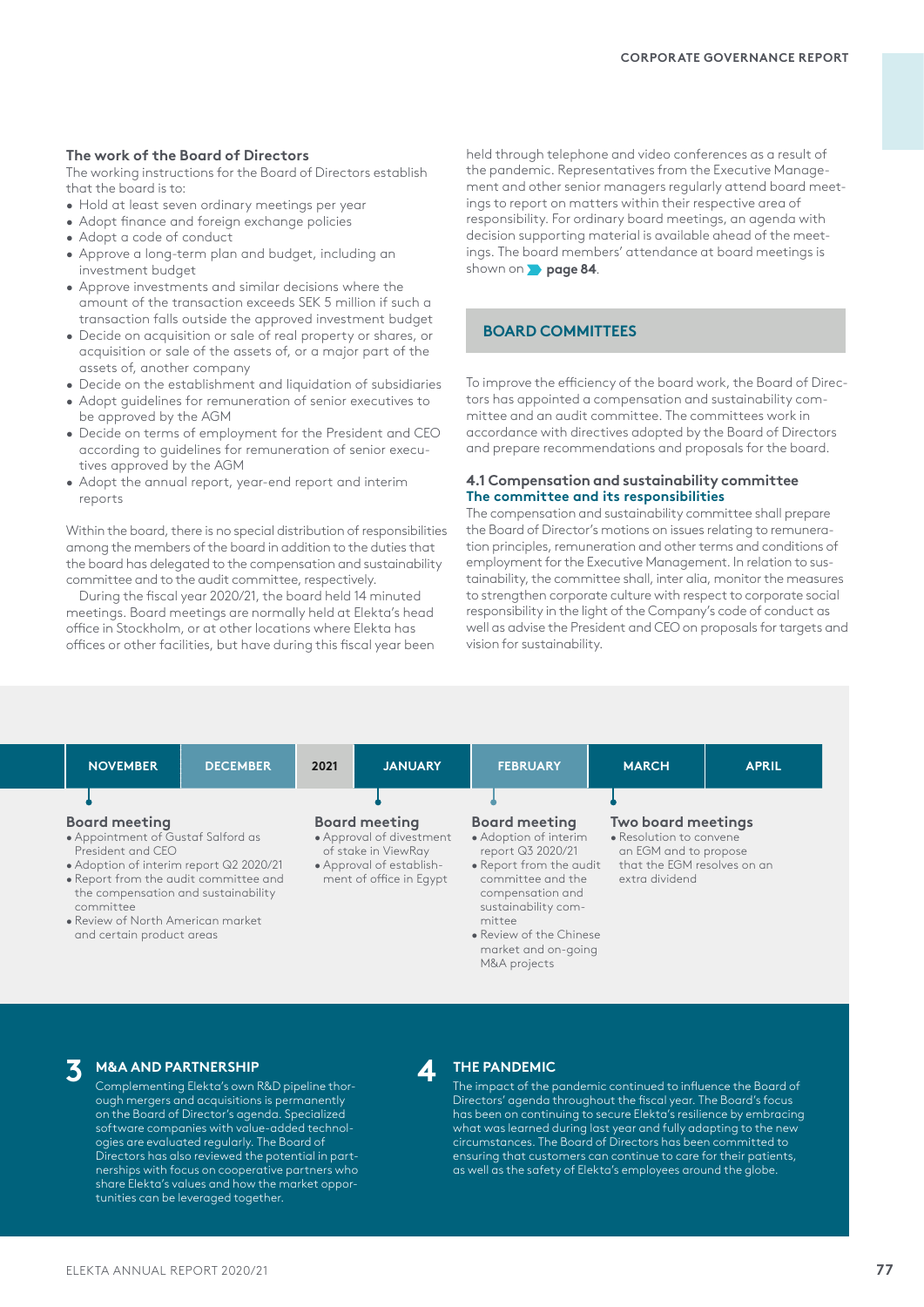## The work of the Board of Directors

The working instructions for the Board of Directors establish that the board is to:

- Hold at least seven ordinary meetings per year
- Adopt finance and foreign exchange policies
- Adopt a code of conduct
- Approve a long-term plan and budget, including an investment budget
- Approve investments and similar decisions where the amount of the transaction exceeds SEK 5 million if such a transaction falls outside the approved investment budget
- Decide on acquisition or sale of real property or shares, or acquisition or sale of the assets of, or a major part of the assets of, another company
- Decide on the establishment and liquidation of subsidiaries
- Adopt guidelines for remuneration of senior executives to be approved by the AGM
- Decide on terms of employment for the President and CEO according to guidelines for remuneration of senior executives approved by the AGM
- Adopt the annual report, year-end report and interim reports

Within the board, there is no special distribution of responsibilities among the members of the board in addition to the duties that the board has delegated to the compensation and sustainability committee and to the audit committee, respectively.

During the fiscal year 2020/21, the board held 14 minuted meetings. Board meetings are normally held at Elekta's head office in Stockholm, or at other locations where Elekta has offices or other facilities, but have during this fiscal year been held through telephone and video conferences as a result of the pandemic. Representatives from the Executive Management and other senior managers regularly attend board meetings to report on matters within their respective area of responsibility. For ordinary board meetings, an agenda with decision supporting material is available ahead of the meetings. The board members' attendance at board meetings is shown on **page 84**.

## BOARD COMMITTEES

To improve the efficiency of the board work, the Board of Directors has appointed a compensation and sustainability committee and an audit committee. The committees work in accordance with directives adopted by the Board of Directors and prepare recommendations and proposals for the board.

### 4.1 Compensation and sustainability committee

**The committee and its responsibilities**

The compensation and sustainability committee shall prepare the Board of Director's motions on issues relating to remuneration principles, remuneration and other terms and conditions of employment for the Executive Management. In relation to sustainability, the committee shall, inter alia, monitor the measures to strengthen corporate culture with respect to corporate social responsibility in the light of the Company's code of conduct as well as advise the President and CEO on proposals for targets and vision for sustainability.

NOVEMBER | DECEMBER | 2021 | JANUARY | FEBRUARY | MARCH | APRIL

**Board meeting** (November)
- Appointment of Gustaf Salford as President and CEO
- Adoption of interim report Q2 2020/21
- Report from the audit committee and the compensation and sustainability committee
- Review of North American market and certain product areas

**Board meeting** (January)
- Approval of divestment of stake in ViewRay
- Approval of establishment of office in Egypt

**Board meeting** (February)
- Adoption of interim report Q3 2020/21
- Report from the audit committee and the compensation and sustainability committee
- Review of the Chinese market and on-going M&A projects

**Two board meetings** (March)
- Resolution to convene an EGM and to propose that the EGM resolves on an extra dividend

### 3 M&A AND PARTNERSHIP

Complementing Elekta's own R&D pipeline thorough mergers and acquisitions is permanently on the Board of Director's agenda. Specialized software companies with value-added technologies are evaluated regularly. The Board of Directors has also reviewed the potential in partnerships with focus on cooperative partners who share Elekta's values and how the market opportunities can be leveraged together.

### 4 THE PANDEMIC

The impact of the pandemic continued to influence the Board of Directors' agenda throughout the fiscal year. The Board's focus has been on continuing to secure Elekta's resilience by embracing what was learned during last year and fully adapting to the new circumstances. The Board of Directors has been committed to ensuring that customers can continue to care for their patients, as well as the safety of Elekta's employees around the globe.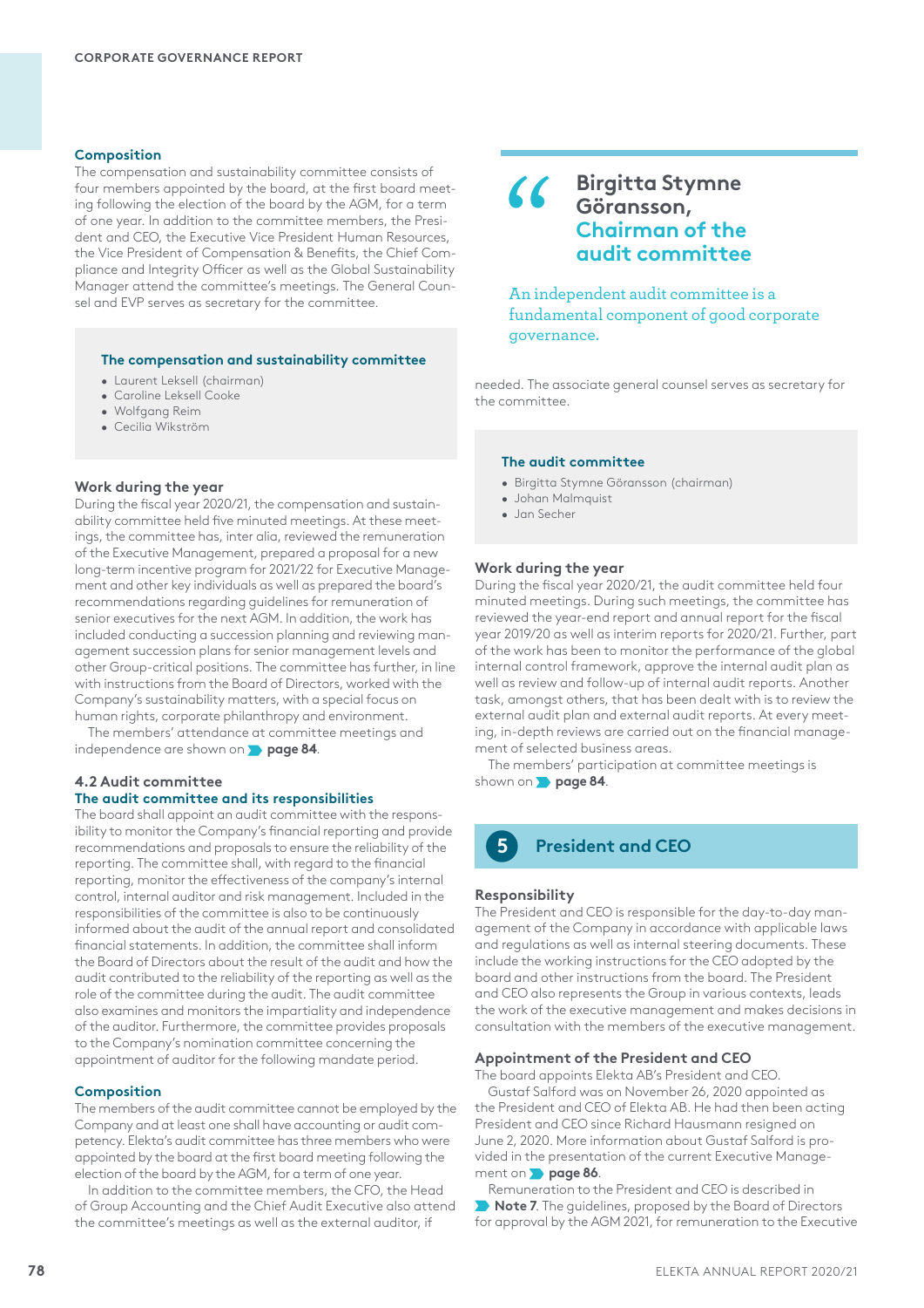#### Composition

The compensation and sustainability committee consists of four members appointed by the board, at the first board meeting following the election of the board by the AGM, for a term of one year. In addition to the committee members, the President and CEO, the Executive Vice President Human Resources, the Vice President of Compensation & Benefits, the Chief Compliance and Integrity Officer as well as the Global Sustainability Manager attend the committee's meetings. The General Counsel and EVP serves as secretary for the committee.

> **The compensation and sustainability committee**
> - Laurent Leksell (chairman)
> - Caroline Leksell Cooke
> - Wolfgang Reim
> - Cecilia Wikström

#### Work during the year

During the fiscal year 2020/21, the compensation and sustainability committee held five minuted meetings. At these meetings, the committee has, inter alia, reviewed the remuneration of the Executive Management, prepared a proposal for a new long-term incentive program for 2021/22 for Executive Management and other key individuals as well as prepared the board's recommendations regarding guidelines for remuneration of senior executives for the next AGM. In addition, the work has included conducting a succession planning and reviewing management succession plans for senior management levels and other Group-critical positions. The committee has further, in line with instructions from the Board of Directors, worked with the Company's sustainability matters, with a special focus on human rights, corporate philanthropy and environment.

The members' attendance at committee meetings and independence are shown on **page 84**.

### 4.2 Audit committee

#### The audit committee and its responsibilities

The board shall appoint an audit committee with the responsibility to monitor the Company's financial reporting and provide recommendations and proposals to ensure the reliability of the reporting. The committee shall, with regard to the financial reporting, monitor the effectiveness of the company's internal control, internal auditor and risk management. Included in the responsibilities of the committee is also to be continuously informed about the audit of the annual report and consolidated financial statements. In addition, the committee shall inform the Board of Directors about the result of the audit and how the audit contributed to the reliability of the reporting as well as the role of the committee during the audit. The audit committee also examines and monitors the impartiality and independence of the auditor. Furthermore, the committee provides proposals to the Company's nomination committee concerning the appointment of auditor for the following mandate period.

#### Composition

The members of the audit committee cannot be employed by the Company and at least one shall have accounting or audit competency. Elekta's audit committee has three members who were appointed by the board at the first board meeting following the election of the board by the AGM, for a term of one year.

In addition to the committee members, the CFO, the Head of Group Accounting and the Chief Audit Executive also attend the committee's meetings as well as the external auditor, if needed. The associate general counsel serves as secretary for the committee.

> **Birgitta Stymne Göransson, Chairman of the audit committee**
>
> An independent audit committee is a fundamental component of good corporate governance.

> **The audit committee**
> - Birgitta Stymne Göransson (chairman)
> - Johan Malmquist
> - Jan Secher

#### Work during the year

During the fiscal year 2020/21, the audit committee held four minuted meetings. During such meetings, the committee has reviewed the year-end report and annual report for the fiscal year 2019/20 as well as interim reports for 2020/21. Further, part of the work has been to monitor the performance of the global internal control framework, approve the internal audit plan as well as review and follow-up of internal audit reports. Another task, amongst others, that has been dealt with is to review the external audit plan and external audit reports. At every meeting, in-depth reviews are carried out on the financial management of selected business areas.

The members' participation at committee meetings is shown on **page 84**.

## 5 President and CEO

#### Responsibility

The President and CEO is responsible for the day-to-day management of the Company in accordance with applicable laws and regulations as well as internal steering documents. These include the working instructions for the CEO adopted by the board and other instructions from the board. The President and CEO also represents the Group in various contexts, leads the work of the executive management and makes decisions in consultation with the members of the executive management.

#### Appointment of the President and CEO

The board appoints Elekta AB's President and CEO.

Gustaf Salford was on November 26, 2020 appointed as the President and CEO of Elekta AB. He had then been acting President and CEO since Richard Hausmann resigned on June 2, 2020. More information about Gustaf Salford is provided in the presentation of the current Executive Management on **page 86**.

Remuneration to the President and CEO is described in **Note 7**. The guidelines, proposed by the Board of Directors for approval by the AGM 2021, for remuneration to the Executive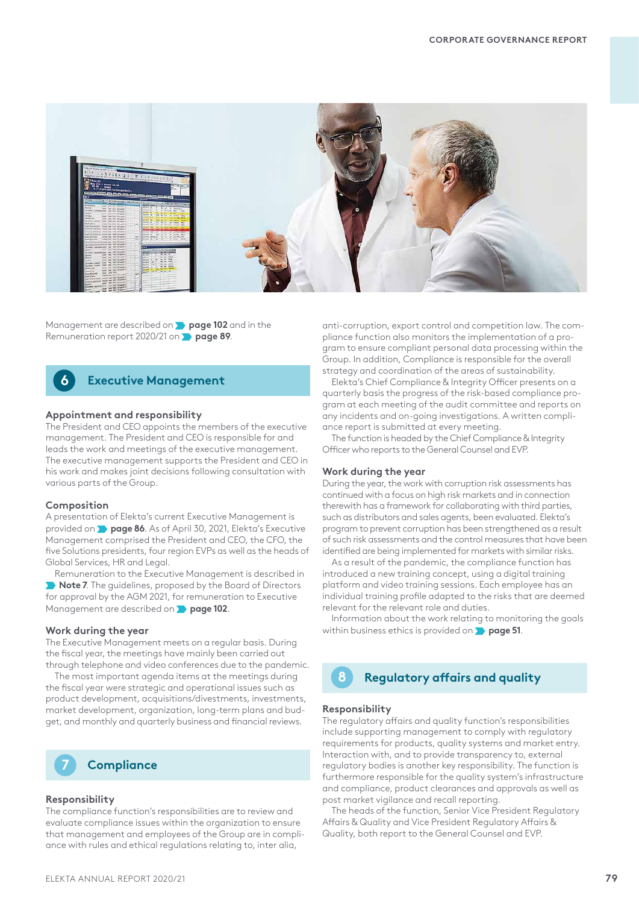Management are described on page 102 and in the Remuneration report 2020/21 on page 89.

## 6 Executive Management

### Appointment and responsibility

The President and CEO appoints the members of the executive management. The President and CEO is responsible for and leads the work and meetings of the executive management. The executive management supports the President and CEO in his work and makes joint decisions following consultation with various parts of the Group.

### Composition

A presentation of Elekta's current Executive Management is provided on **page 86**. As of April 30, 2021, Elekta's Executive Management comprised the President and CEO, the CFO, the five Solutions presidents, four region EVPs as well as the heads of Global Services, HR and Legal.

Remuneration to the Executive Management is described in **Note 7**. The guidelines, proposed by the Board of Directors for approval by the AGM 2021, for remuneration to Executive Management are described on **page 102**.

### Work during the year

The Executive Management meets on a regular basis. During the fiscal year, the meetings have mainly been carried out through telephone and video conferences due to the pandemic.

The most important agenda items at the meetings during the fiscal year were strategic and operational issues such as product development, acquisitions/divestments, investments, market development, organization, long-term plans and budget, and monthly and quarterly business and financial reviews.

## 7 Compliance

### Responsibility

The compliance function's responsibilities are to review and evaluate compliance issues within the organization to ensure that management and employees of the Group are in compliance with rules and ethical regulations relating to, inter alia, anti-corruption, export control and competition law. The compliance function also monitors the implementation of a program to ensure compliant personal data processing within the Group. In addition, Compliance is responsible for the overall strategy and coordination of the areas of sustainability.

Elekta's Chief Compliance & Integrity Officer presents on a quarterly basis the progress of the risk-based compliance program at each meeting of the audit committee and reports on any incidents and on-going investigations. A written compliance report is submitted at every meeting.

The function is headed by the Chief Compliance & Integrity Officer who reports to the General Counsel and EVP.

### Work during the year

During the year, the work with corruption risk assessments has continued with a focus on high risk markets and in connection therewith has a framework for collaborating with third parties, such as distributors and sales agents, been evaluated. Elekta's program to prevent corruption has been strengthened as a result of such risk assessments and the control measures that have been identified are being implemented for markets with similar risks.

As a result of the pandemic, the compliance function has introduced a new training concept, using a digital training platform and video training sessions. Each employee has an individual training profile adapted to the risks that are deemed relevant for the relevant role and duties.

Information about the work relating to monitoring the goals within business ethics is provided on **page 51**.

## 8 Regulatory affairs and quality

### Responsibility

The regulatory affairs and quality function's responsibilities include supporting management to comply with regulatory requirements for products, quality systems and market entry. Interaction with, and to provide transparency to, external regulatory bodies is another key responsibility. The function is furthermore responsible for the quality system's infrastructure and compliance, product clearances and approvals as well as post market vigilance and recall reporting.

The heads of the function, Senior Vice President Regulatory Affairs & Quality and Vice President Regulatory Affairs & Quality, both report to the General Counsel and EVP.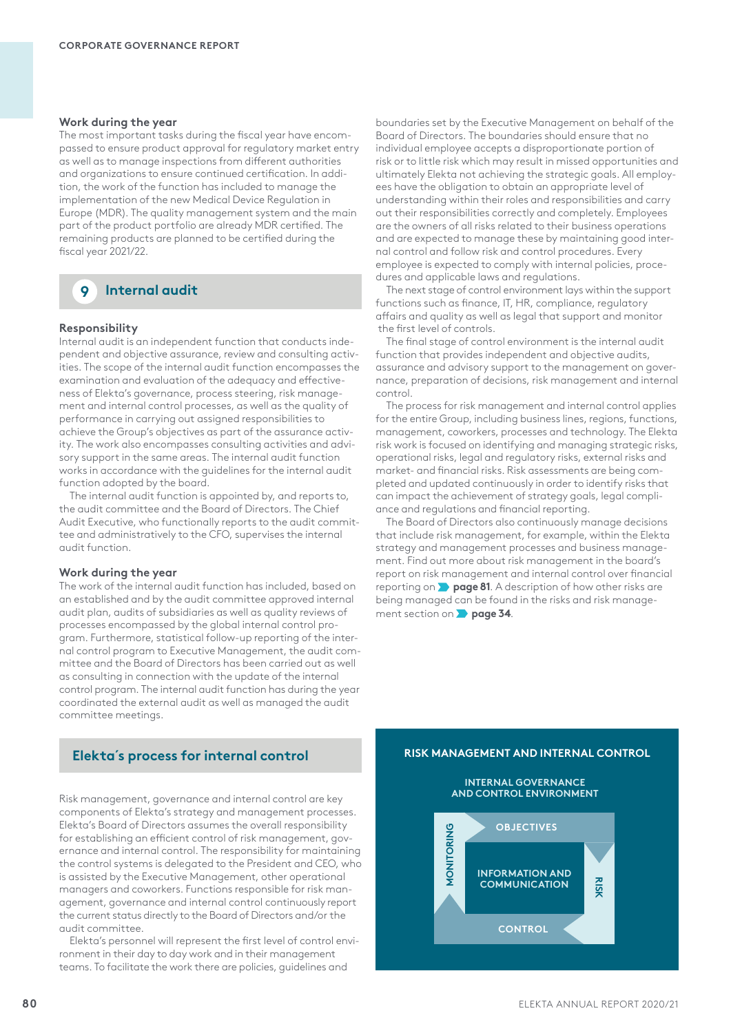#### Work during the year

The most important tasks during the fiscal year have encompassed to ensure product approval for regulatory market entry as well as to manage inspections from different authorities and organizations to ensure continued certification. In addition, the work of the function has included to manage the implementation of the new Medical Device Regulation in Europe (MDR). The quality management system and the main part of the product portfolio are already MDR certified. The remaining products are planned to be certified during the fiscal year 2021/22.

## 9 Internal audit

#### Responsibility

Internal audit is an independent function that conducts independent and objective assurance, review and consulting activities. The scope of the internal audit function encompasses the examination and evaluation of the adequacy and effectiveness of Elekta's governance, process steering, risk management and internal control processes, as well as the quality of performance in carrying out assigned responsibilities to achieve the Group's objectives as part of the assurance activity. The work also encompasses consulting activities and advisory support in the same areas. The internal audit function works in accordance with the guidelines for the internal audit function adopted by the board.

The internal audit function is appointed by, and reports to, the audit committee and the Board of Directors. The Chief Audit Executive, who functionally reports to the audit committee and administratively to the CFO, supervises the internal audit function.

#### Work during the year

The work of the internal audit function has included, based on an established and by the audit committee approved internal audit plan, audits of subsidiaries as well as quality reviews of processes encompassed by the global internal control program. Furthermore, statistical follow-up reporting of the internal control program to Executive Management, the audit committee and the Board of Directors has been carried out as well as consulting in connection with the update of the internal control program. The internal audit function has during the year coordinated the external audit as well as managed the audit committee meetings.

## Elekta´s process for internal control

Risk management, governance and internal control are key components of Elekta's strategy and management processes. Elekta's Board of Directors assumes the overall responsibility for establishing an efficient control of risk management, governance and internal control. The responsibility for maintaining the control systems is delegated to the President and CEO, who is assisted by the Executive Management, other operational managers and coworkers. Functions responsible for risk management, governance and internal control continuously report the current status directly to the Board of Directors and/or the audit committee.

Elekta's personnel will represent the first level of control environment in their day to day work and in their management teams. To facilitate the work there are policies, guidelines and boundaries set by the Executive Management on behalf of the Board of Directors. The boundaries should ensure that no individual employee accepts a disproportionate portion of risk or to little risk which may result in missed opportunities and ultimately Elekta not achieving the strategic goals. All employees have the obligation to obtain an appropriate level of understanding within their roles and responsibilities and carry out their responsibilities correctly and completely. Employees are the owners of all risks related to their business operations and are expected to manage these by maintaining good internal control and follow risk and control procedures. Every employee is expected to comply with internal policies, procedures and applicable laws and regulations.

The next stage of control environment lays within the support functions such as finance, IT, HR, compliance, regulatory affairs and quality as well as legal that support and monitor the first level of controls.

The final stage of control environment is the internal audit function that provides independent and objective audits, assurance and advisory support to the management on governance, preparation of decisions, risk management and internal control.

The process for risk management and internal control applies for the entire Group, including business lines, regions, functions, management, coworkers, processes and technology. The Elekta risk work is focused on identifying and managing strategic risks, operational risks, legal and regulatory risks, external risks and market- and financial risks. Risk assessments are being completed and updated continuously in order to identify risks that can impact the achievement of strategy goals, legal compliance and regulations and financial reporting.

The Board of Directors also continuously manage decisions that include risk management, for example, within the Elekta strategy and management processes and business management. Find out more about risk management in the board's report on risk management and internal control over financial reporting on **page 81**. A description of how other risks are being managed can be found in the risks and risk management section on **page 34**.

**RISK MANAGEMENT AND INTERNAL CONTROL**

INTERNAL GOVERNANCE AND CONTROL ENVIRONMENT

OBJECTIVES

INFORMATION AND COMMUNICATION

RISK

CONTROL

MONITORING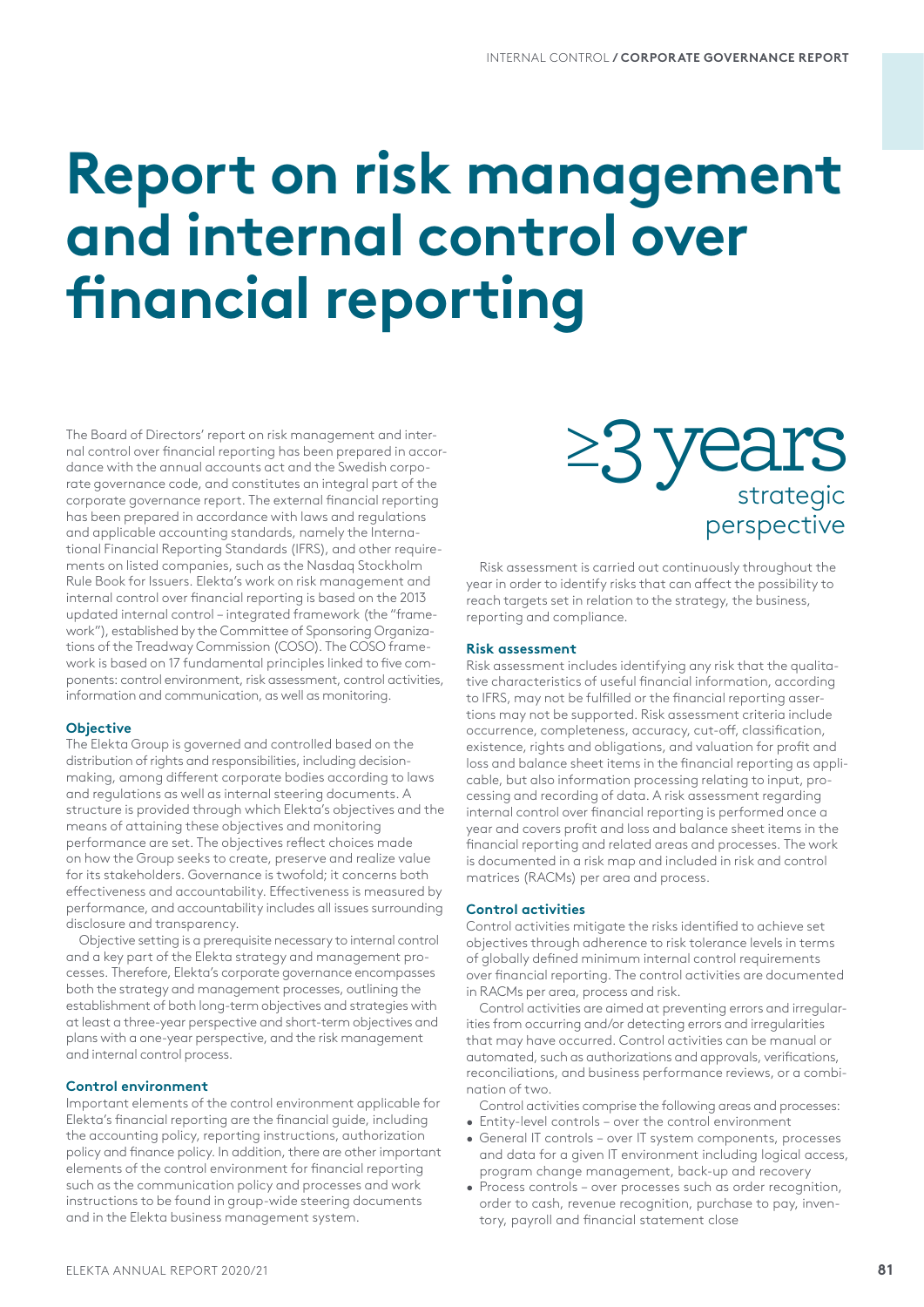# Report on risk management and internal control over financial reporting

The Board of Directors' report on risk management and internal control over financial reporting has been prepared in accordance with the annual accounts act and the Swedish corporate governance code, and constitutes an integral part of the corporate governance report. The external financial reporting has been prepared in accordance with laws and regulations and applicable accounting standards, namely the International Financial Reporting Standards (IFRS), and other requirements on listed companies, such as the Nasdaq Stockholm Rule Book for Issuers. Elekta's work on risk management and internal control over financial reporting is based on the 2013 updated internal control – integrated framework (the "framework"), established by the Committee of Sponsoring Organizations of the Treadway Commission (COSO). The COSO framework is based on 17 fundamental principles linked to five components: control environment, risk assessment, control activities, information and communication, as well as monitoring.

### Objective

The Elekta Group is governed and controlled based on the distribution of rights and responsibilities, including decision-making, among different corporate bodies according to laws and regulations as well as internal steering documents. A structure is provided through which Elekta's objectives and the means of attaining these objectives and monitoring performance are set. The objectives reflect choices made on how the Group seeks to create, preserve and realize value for its stakeholders. Governance is twofold; it concerns both effectiveness and accountability. Effectiveness is measured by performance, and accountability includes all issues surrounding disclosure and transparency.

Objective setting is a prerequisite necessary to internal control and a key part of the Elekta strategy and management processes. Therefore, Elekta's corporate governance encompasses both the strategy and management processes, outlining the establishment of both long-term objectives and strategies with at least a three-year perspective and short-term objectives and plans with a one-year perspective, and the risk management and internal control process.

### Control environment

Important elements of the control environment applicable for Elekta's financial reporting are the financial guide, including the accounting policy, reporting instructions, authorization policy and finance policy. In addition, there are other important elements of the control environment for financial reporting such as the communication policy and processes and work instructions to be found in group-wide steering documents and in the Elekta business management system.

**≥3 years** strategic perspective

Risk assessment is carried out continuously throughout the year in order to identify risks that can affect the possibility to reach targets set in relation to the strategy, the business, reporting and compliance.

### Risk assessment

Risk assessment includes identifying any risk that the qualitative characteristics of useful financial information, according to IFRS, may not be fulfilled or the financial reporting assertions may not be supported. Risk assessment criteria include occurrence, completeness, accuracy, cut-off, classification, existence, rights and obligations, and valuation for profit and loss and balance sheet items in the financial reporting as applicable, but also information processing relating to input, processing and recording of data. A risk assessment regarding internal control over financial reporting is performed once a year and covers profit and loss and balance sheet items in the financial reporting and related areas and processes. The work is documented in a risk map and included in risk and control matrices (RACMs) per area and process.

### Control activities

Control activities mitigate the risks identified to achieve set objectives through adherence to risk tolerance levels in terms of globally defined minimum internal control requirements over financial reporting. The control activities are documented in RACMs per area, process and risk.

Control activities are aimed at preventing errors and irregularities from occurring and/or detecting errors and irregularities that may have occurred. Control activities can be manual or automated, such as authorizations and approvals, verifications, reconciliations, and business performance reviews, or a combination of two.

Control activities comprise the following areas and processes:

- Entity-level controls – over the control environment
- General IT controls – over IT system components, processes and data for a given IT environment including logical access, program change management, back-up and recovery
- Process controls – over processes such as order recognition, order to cash, revenue recognition, purchase to pay, inventory, payroll and financial statement close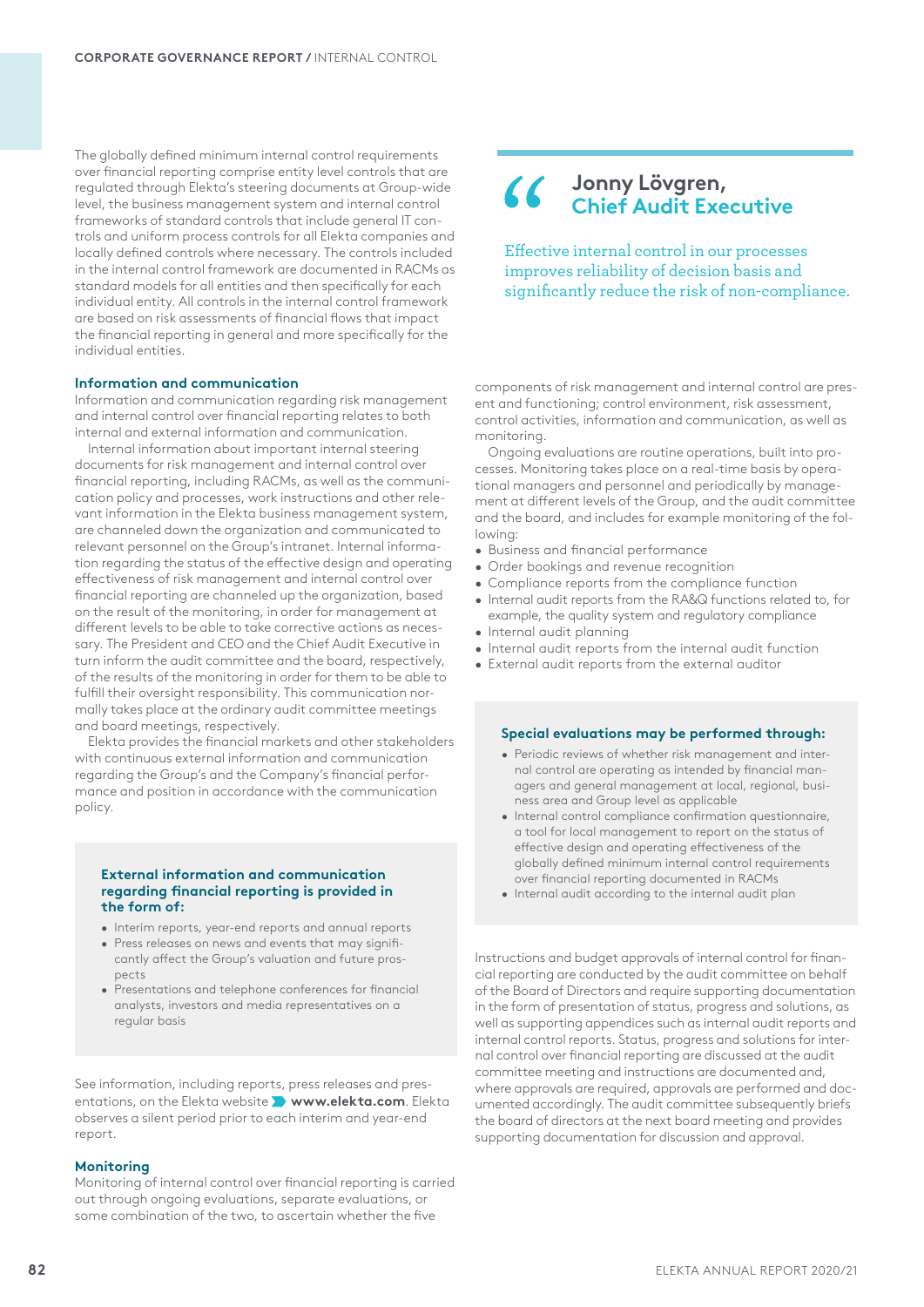The globally defined minimum internal control requirements over financial reporting comprise entity level controls that are regulated through Elekta's steering documents at Group-wide level, the business management system and internal control frameworks of standard controls that include general IT controls and uniform process controls for all Elekta companies and locally defined controls where necessary. The controls included in the internal control framework are documented in RACMs as standard models for all entities and then specifically for each individual entity. All controls in the internal control framework are based on risk assessments of financial flows that impact the financial reporting in general and more specifically for the individual entities.

### Information and communication

Information and communication regarding risk management and internal control over financial reporting relates to both internal and external information and communication.

Internal information about important internal steering documents for risk management and internal control over financial reporting, including RACMs, as well as the communication policy and processes, work instructions and other relevant information in the Elekta business management system, are channeled down the organization and communicated to relevant personnel on the Group's intranet. Internal information regarding the status of the effective design and operating effectiveness of risk management and internal control over financial reporting are channeled up the organization, based on the result of the monitoring, in order for management at different levels to be able to take corrective actions as necessary. The President and CEO and the Chief Audit Executive in turn inform the audit committee and the board, respectively, of the results of the monitoring in order for them to be able to fulfill their oversight responsibility. This communication normally takes place at the ordinary audit committee meetings and board meetings, respectively.

Elekta provides the financial markets and other stakeholders with continuous external information and communication regarding the Group's and the Company's financial performance and position in accordance with the communication policy.

#### External information and communication regarding financial reporting is provided in the form of:

- Interim reports, year-end reports and annual reports
- Press releases on news and events that may significantly affect the Group's valuation and future prospects
- Presentations and telephone conferences for financial analysts, investors and media representatives on a regular basis

See information, including reports, press releases and presentations, on the Elekta website **www.elekta.com**. Elekta observes a silent period prior to each interim and year-end report.

### Monitoring

Monitoring of internal control over financial reporting is carried out through ongoing evaluations, separate evaluations, or some combination of the two, to ascertain whether the five components of risk management and internal control are present and functioning; control environment, risk assessment, control activities, information and communication, as well as monitoring.

Ongoing evaluations are routine operations, built into processes. Monitoring takes place on a real-time basis by operational managers and personnel and periodically by management at different levels of the Group, and the audit committee and the board, and includes for example monitoring of the following:

- Business and financial performance
- Order bookings and revenue recognition
- Compliance reports from the compliance function
- Internal audit reports from the RA&Q functions related to, for example, the quality system and regulatory compliance
- Internal audit planning
- Internal audit reports from the internal audit function
- External audit reports from the external auditor

#### Special evaluations may be performed through:

- Periodic reviews of whether risk management and internal control are operating as intended by financial managers and general management at local, regional, business area and Group level as applicable
- Internal control compliance confirmation questionnaire, a tool for local management to report on the status of effective design and operating effectiveness of the globally defined minimum internal control requirements over financial reporting documented in RACMs
- Internal audit according to the internal audit plan

Instructions and budget approvals of internal control for financial reporting are conducted by the audit committee on behalf of the Board of Directors and require supporting documentation in the form of presentation of status, progress and solutions, as well as supporting appendices such as internal audit reports and internal control reports. Status, progress and solutions for internal control over financial reporting are discussed at the audit committee meeting and instructions are documented and, where approvals are required, approvals are performed and documented accordingly. The audit committee subsequently briefs the board of directors at the next board meeting and provides supporting documentation for discussion and approval.

> **Jonny Lövgren, Chief Audit Executive**
>
> Effective internal control in our processes improves reliability of decision basis and significantly reduce the risk of non-compliance.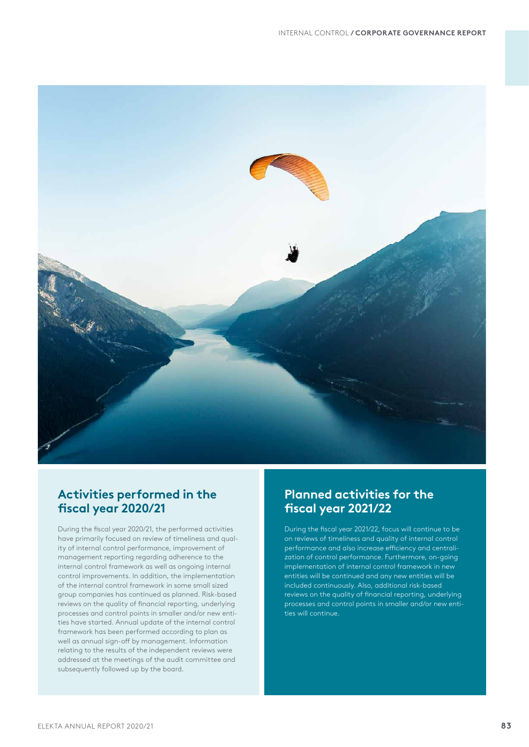## Activities performed in the fiscal year 2020/21

During the fiscal year 2020/21, the performed activities have primarily focused on review of timeliness and quality of internal control performance, improvement of management reporting regarding adherence to the internal control framework as well as ongoing internal control improvements. In addition, the implementation of the internal control framework in some small sized group companies has continued as planned. Risk-based reviews on the quality of financial reporting, underlying processes and control points in smaller and/or new entities have started. Annual update of the internal control framework has been performed according to plan as well as annual sign-off by management. Information relating to the results of the independent reviews were addressed at the meetings of the audit committee and subsequently followed up by the board.

## Planned activities for the fiscal year 2021/22

During the fiscal year 2021/22, focus will continue to be on reviews of timeliness and quality of internal control performance and also increase efficiency and centralization of control performance. Furthermore, on-going implementation of internal control framework in new entities will be continued and any new entities will be included continuously. Also, additional risk-based reviews on the quality of financial reporting, underlying processes and control points in smaller and/or new entities will continue.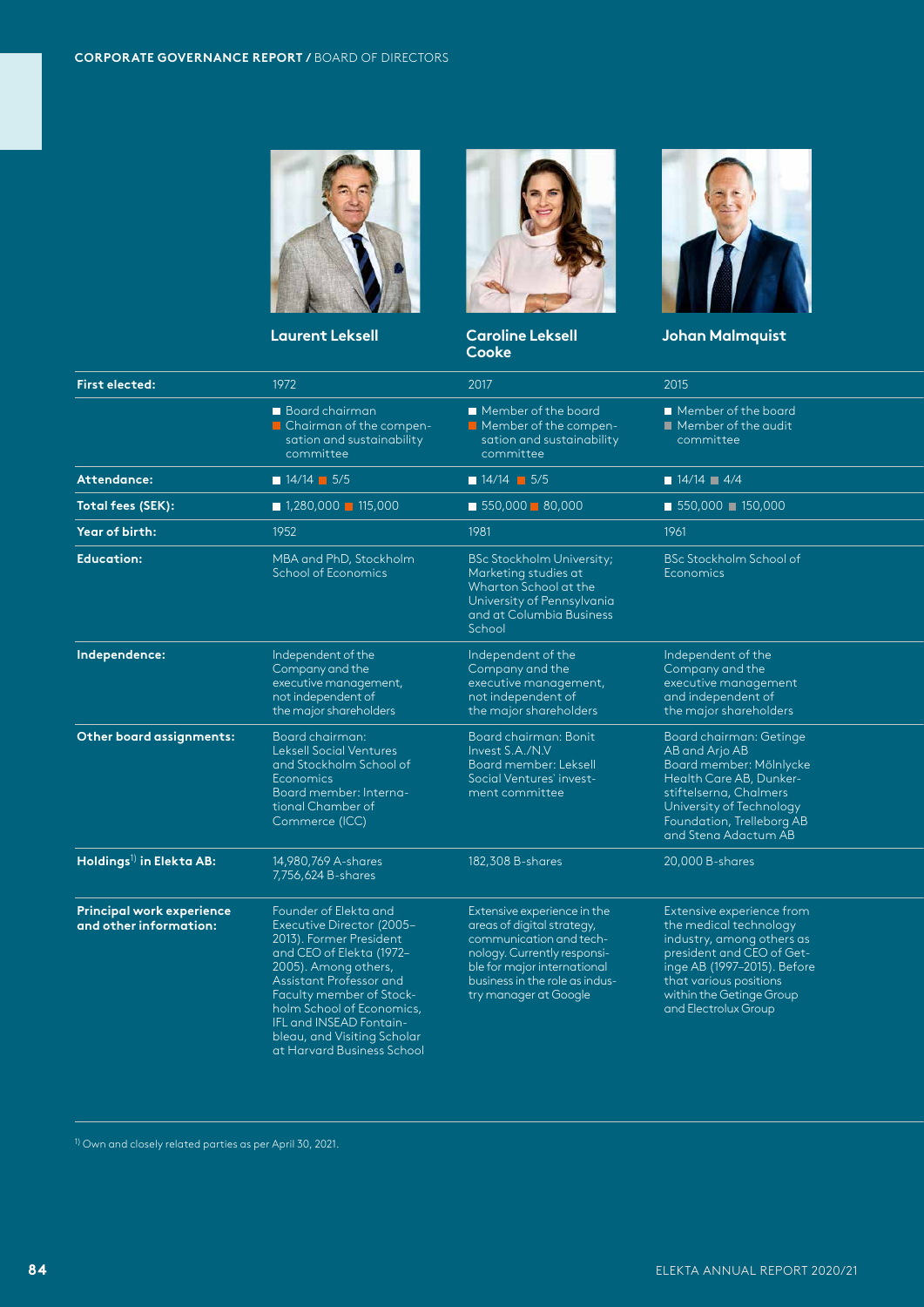| | Laurent Leksell | Caroline Leksell Cooke | Johan Malmquist |
|---|---|---|---|
| **First elected:** | 1972 | 2017 | 2015 |
| | ■ Board chairman<br>■ Chairman of the compensation and sustainability committee | ■ Member of the board<br>■ Member of the compensation and sustainability committee | ■ Member of the board<br>■ Member of the audit committee |
| **Attendance:** | ■ 14/14 ■ 5/5 | ■ 14/14 ■ 5/5 | ■ 14/14 ■ 4/4 |
| **Total fees (SEK):** | ■ 1,280,000 ■ 115,000 | ■ 550,000 ■ 80,000 | ■ 550,000 ■ 150,000 |
| **Year of birth:** | 1952 | 1981 | 1961 |
| **Education:** | MBA and PhD, Stockholm School of Economics | BSc Stockholm University; Marketing studies at Wharton School at the University of Pennsylvania and at Columbia Business School | BSc Stockholm School of Economics |
| **Independence:** | Independent of the Company and the executive management, not independent of the major shareholders | Independent of the Company and the executive management, not independent of the major shareholders | Independent of the Company and the executive management and independent of the major shareholders |
| **Other board assignments:** | Board chairman: Leksell Social Ventures and Stockholm School of Economics<br>Board member: International Chamber of Commerce (ICC) | Board chairman: Bonit Invest S.A./N.V<br>Board member: Leksell Social Ventures' investment committee | Board chairman: Getinge AB and Arjo AB<br>Board member: Mölnlycke Health Care AB, Dunker-stiftelserna, Chalmers University of Technology Foundation, Trelleborg AB and Stena Adactum AB |
| **Holdings[1] in Elekta AB:** | 14,980,769 A-shares<br>7,756,624 B-shares | 182,308 B-shares | 20,000 B-shares |
| **Principal work experience and other information:** | Founder of Elekta and Executive Director (2005–2013). Former President and CEO of Elekta (1972–2005). Among others, Assistant Professor and Faculty member of Stockholm School of Economics, IFL and INSEAD Fontainebleau, and Visiting Scholar at Harvard Business School | Extensive experience in the areas of digital strategy, communication and technology. Currently responsible for major international business in the role as industry manager at Google | Extensive experience from the medical technology industry, among others as president and CEO of Getinge AB (1997–2015). Before that various positions within the Getinge Group and Electrolux Group |

[1] Own and closely related parties as per April 30, 2021.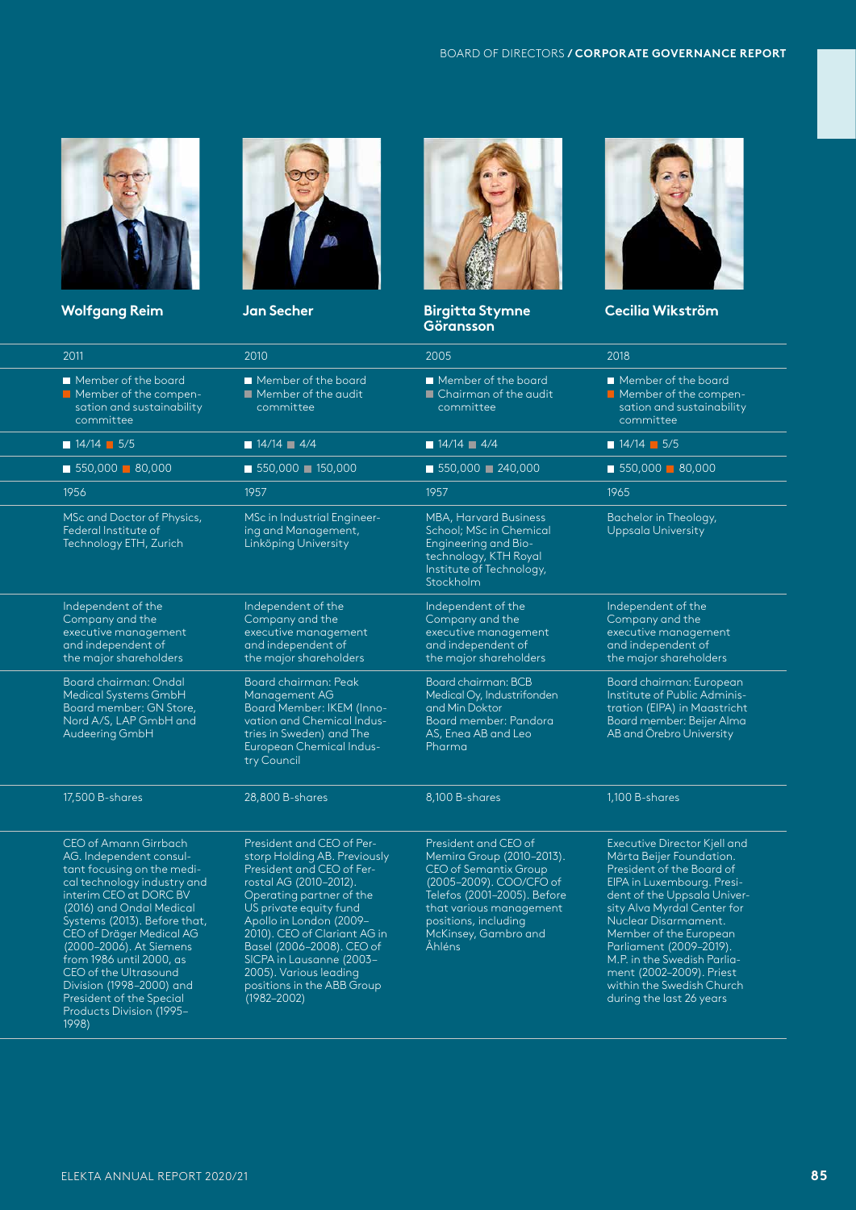| Wolfgang Reim | Jan Secher | Birgitta Stymne Göransson | Cecilia Wikström |
|---|---|---|---|
| 2011 | 2010 | 2005 | 2018 |
| ■ Member of the board ■ Member of the compensation and sustainability committee | ■ Member of the board ■ Member of the audit committee | ■ Member of the board ■ Chairman of the audit committee | ■ Member of the board ■ Member of the compensation and sustainability committee |
| ■ 14/14 ■ 5/5 | ■ 14/14 ■ 4/4 | ■ 14/14 ■ 4/4 | ■ 14/14 ■ 5/5 |
| ■ 550,000 ■ 80,000 | ■ 550,000 ■ 150,000 | ■ 550,000 ■ 240,000 | ■ 550,000 ■ 80,000 |
| 1956 | 1957 | 1957 | 1965 |
| MSc and Doctor of Physics, Federal Institute of Technology ETH, Zurich | MSc in Industrial Engineering and Management, Linköping University | MBA, Harvard Business School; MSc in Chemical Engineering and Biotechnology, KTH Royal Institute of Technology, Stockholm | Bachelor in Theology, Uppsala University |
| Independent of the Company and the executive management and independent of the major shareholders | Independent of the Company and the executive management and independent of the major shareholders | Independent of the Company and the executive management and independent of the major shareholders | Independent of the Company and the executive management and independent of the major shareholders |
| Board chairman: Ondal Medical Systems GmbH Board member: GN Store, Nord A/S, LAP GmbH and Audeering GmbH | Board chairman: Peak Management AG Board Member: IKEM (Innovation and Chemical Industries in Sweden) and The European Chemical Industry Council | Board chairman: BCB Medical Oy, Industrifonden and Min Doktor Board member: Pandora AS, Enea AB and Leo Pharma | Board chairman: European Institute of Public Administration (EIPA) in Maastricht Board member: Beijer Alma AB and Örebro University |
| 17,500 B-shares | 28,800 B-shares | 8,100 B-shares | 1,100 B-shares |
| CEO of Amann Girrbach AG. Independent consultant focusing on the medical technology industry and interim CEO at DORC BV (2016) and Ondal Medical Systems (2013). Before that, CEO of Dräger Medical AG (2000–2006). At Siemens from 1986 until 2000, as CEO of the Ultrasound Division (1998–2000) and President of the Special Products Division (1995–1998) | President and CEO of Perstorp Holding AB. Previously President and CEO of Ferrostal AG (2010–2012). Operating partner of the US private equity fund Apollo in London (2009–2010). CEO of Clariant AG in Basel (2006–2008). CEO of SICPA in Lausanne (2003–2005). Various leading positions in the ABB Group (1982–2002) | President and CEO of Memira Group (2010–2013). CEO of Semantix Group (2005–2009). COO/CFO of Telefos (2001–2005). Before that various management positions, including McKinsey, Gambro and Åhléns | Executive Director Kjell and Märta Beijer Foundation. President of the Board of EIPA in Luxembourg. President of the Uppsala University Alva Myrdal Center for Nuclear Disarmament. Member of the European Parliament (2009–2019). M.P. in the Swedish Parliament (2002–2009). Priest within the Swedish Church during the last 26 years |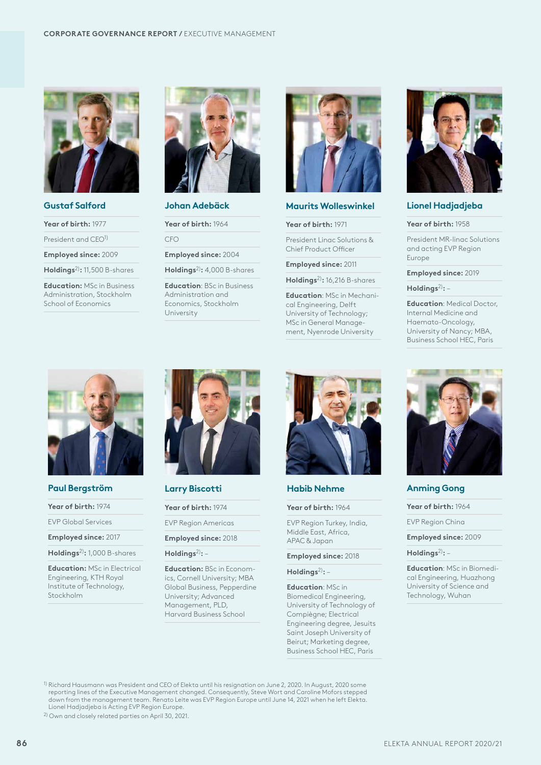CORPORATE GOVERNANCE REPORT / EXECUTIVE MANAGEMENT

### Gustaf Salford

**Year of birth:** 1977

President and CEO[1]

**Employed since:** 2009

**Holdings[2]:** 11,500 B-shares

**Education:** MSc in Business Administration, Stockholm School of Economics

### Johan Adebäck

**Year of birth:** 1964

CFO

**Employed since:** 2004

**Holdings[2]:** 4,000 B-shares

**Education**: BSc in Business Administration and Economics, Stockholm University

### Maurits Wolleswinkel

**Year of birth:** 1971

President Linac Solutions & Chief Product Officer

**Employed since:** 2011

**Holdings[2]:** 16,216 B-shares

**Education**: MSc in Mechanical Engineering, Delft University of Technology; MSc in General Management, Nyenrode University

### Lionel Hadjadjeba

**Year of birth:** 1958

President MR-linac Solutions and acting EVP Region Europe

**Employed since:** 2019

**Holdings[2]:** –

**Education**: Medical Doctor, Internal Medicine and Haemato-Oncology, University of Nancy; MBA, Business School HEC, Paris

### Paul Bergström

**Year of birth:** 1974

EVP Global Services

**Employed since:** 2017

**Holdings[2]:** 1,000 B-shares

**Education:** MSc in Electrical Engineering, KTH Royal Institute of Technology, Stockholm

### Larry Biscotti

**Year of birth:** 1974

EVP Region Americas

**Employed since:** 2018

**Holdings[2]:** –

**Education:** BSc in Economics, Cornell University; MBA Global Business, Pepperdine University; Advanced Management, PLD, Harvard Business School

### Habib Nehme

**Year of birth:** 1964

EVP Region Turkey, India, Middle East, Africa, APAC & Japan

**Employed since:** 2018

**Holdings[2]:** –

**Education**: MSc in Biomedical Engineering, University of Technology of Compiègne; Electrical Engineering degree, Jesuits Saint Joseph University of Beirut; Marketing degree, Business School HEC, Paris

### Anming Gong

**Year of birth:** 1964

EVP Region China

**Employed since:** 2009

**Holdings[2]:** –

**Education**: MSc in Biomedical Engineering, Huazhong University of Science and Technology, Wuhan

[1] Richard Hausmann was President and CEO of Elekta until his resignation on June 2, 2020. In August, 2020 some reporting lines of the Executive Management changed. Consequently, Steve Wort and Caroline Mofors stepped down from the management team. Renato Leite was EVP Region Europe until June 14, 2021 when he left Elekta. Lionel Hadjadjeba is Acting EVP Region Europe.

[2] Own and closely related parties on April 30, 2021.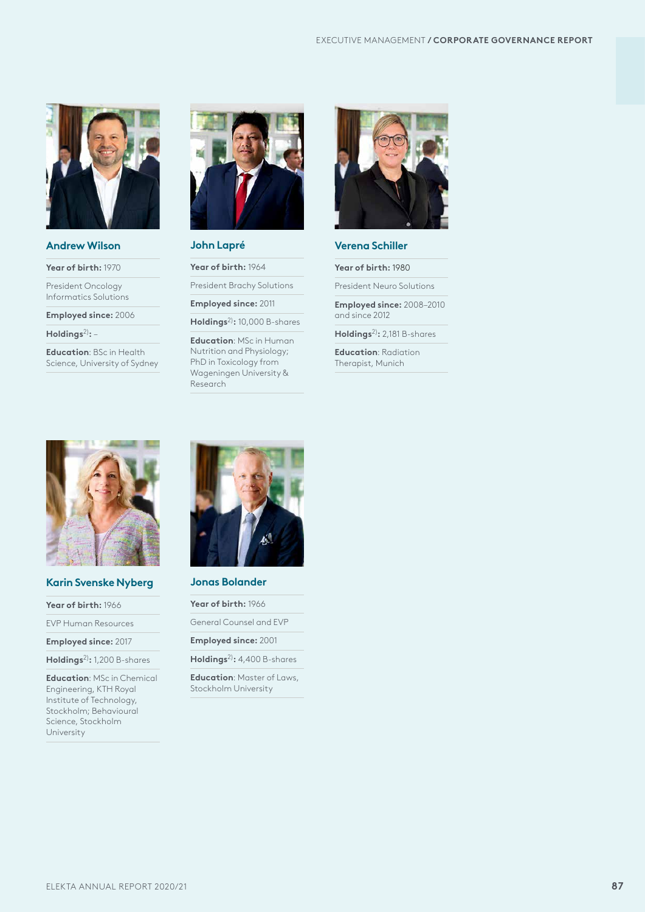### Andrew Wilson

**Year of birth:** 1970

President Oncology Informatics Solutions

**Employed since:** 2006

**Holdings**[2]**:** –

**Education**: BSc in Health Science, University of Sydney

### John Lapré

**Year of birth:** 1964

President Brachy Solutions

**Employed since:** 2011

**Holdings**[2]**:** 10,000 B-shares

**Education**: MSc in Human Nutrition and Physiology; PhD in Toxicology from Wageningen University & Research

### Verena Schiller

**Year of birth:** 1980

President Neuro Solutions

**Employed since:** 2008–2010 and since 2012

**Holdings**[2]**:** 2,181 B-shares

**Education**: Radiation Therapist, Munich

### Karin Svenske Nyberg

**Year of birth:** 1966

EVP Human Resources

**Employed since:** 2017

**Holdings**[2]**:** 1,200 B-shares

**Education**: MSc in Chemical Engineering, KTH Royal Institute of Technology, Stockholm; Behavioural Science, Stockholm University

### Jonas Bolander

**Year of birth:** 1966

General Counsel and EVP

**Employed since:** 2001

**Holdings**[2]**:** 4,400 B-shares

**Education**: Master of Laws, Stockholm University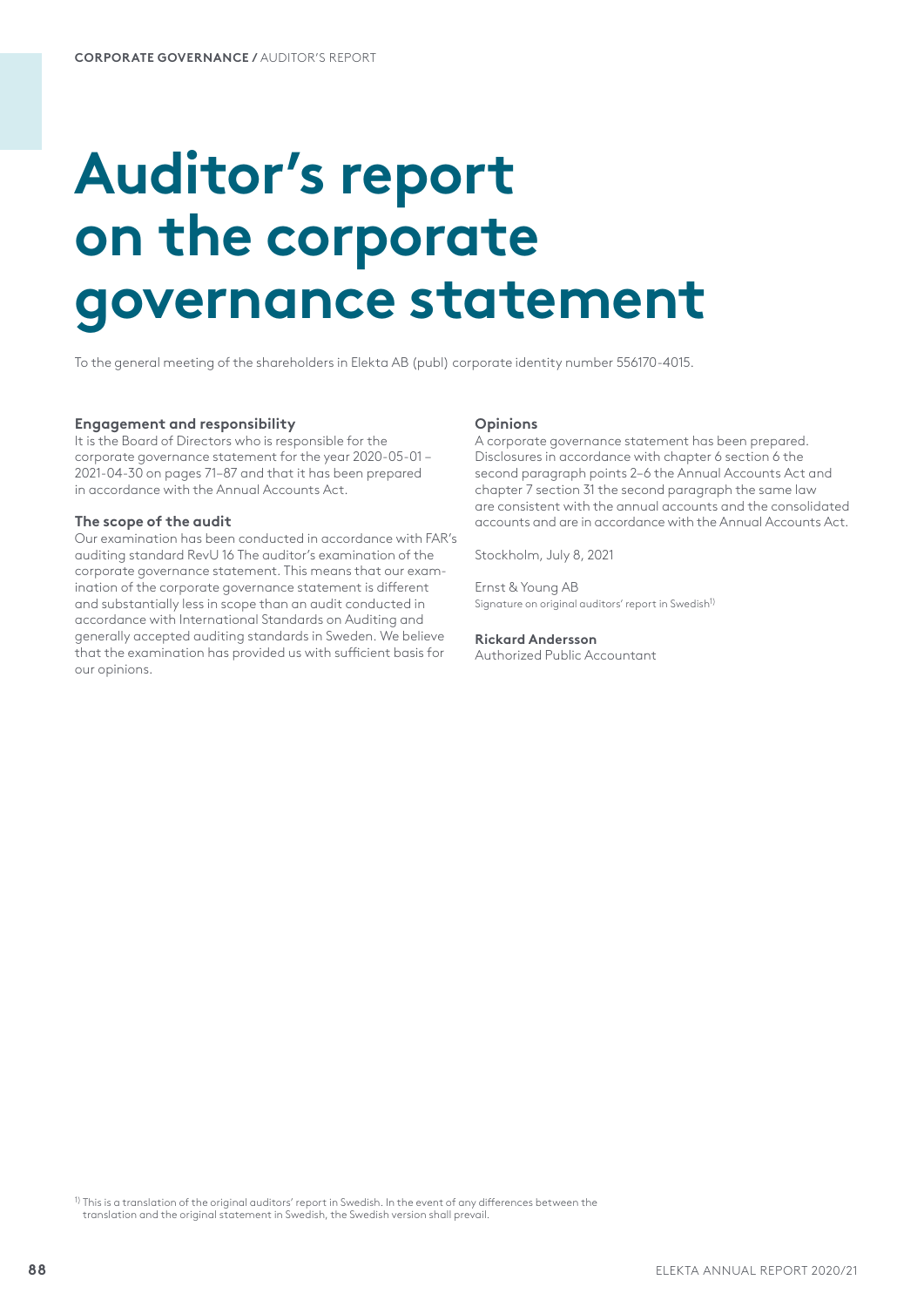# Auditor's report on the corporate governance statement

To the general meeting of the shareholders in Elekta AB (publ) corporate identity number 556170-4015.

### Engagement and responsibility

It is the Board of Directors who is responsible for the corporate governance statement for the year 2020-05-01 – 2021-04-30 on pages 71–87 and that it has been prepared in accordance with the Annual Accounts Act.

### The scope of the audit

Our examination has been conducted in accordance with FAR's auditing standard RevU 16 The auditor's examination of the corporate governance statement. This means that our examination of the corporate governance statement is different and substantially less in scope than an audit conducted in accordance with International Standards on Auditing and generally accepted auditing standards in Sweden. We believe that the examination has provided us with sufficient basis for our opinions.

### Opinions

A corporate governance statement has been prepared. Disclosures in accordance with chapter 6 section 6 the second paragraph points 2–6 the Annual Accounts Act and chapter 7 section 31 the second paragraph the same law are consistent with the annual accounts and the consolidated accounts and are in accordance with the Annual Accounts Act.

Stockholm, July 8, 2021

Ernst & Young AB
Signature on original auditors' report in Swedish[1)]

**Rickard Andersson**
Authorized Public Accountant

[1)] This is a translation of the original auditors' report in Swedish. In the event of any differences between the translation and the original statement in Swedish, the Swedish version shall prevail.